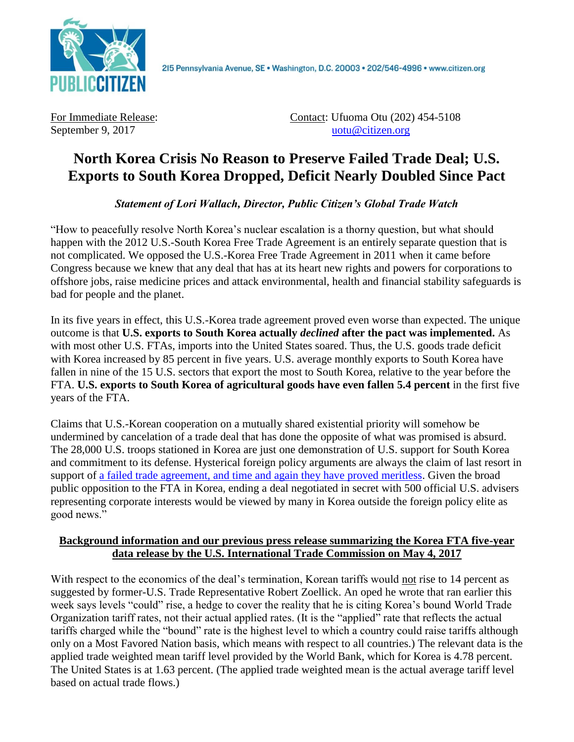PUBLIC CITIZEN

215 Pennsylvania Avenue, SE • Washington, D.C. 20003 • 202/546-4996 • www.citizen.org

For Immediate Release:
September 9, 2017

Contact: Ufuoma Otu (202) 454-5108
uotu@citizen.org

# North Korea Crisis No Reason to Preserve Failed Trade Deal; U.S. Exports to South Korea Dropped, Deficit Nearly Doubled Since Pact

***Statement of Lori Wallach, Director, Public Citizen's Global Trade Watch***

"How to peacefully resolve North Korea's nuclear escalation is a thorny question, but what should happen with the 2012 U.S.-South Korea Free Trade Agreement is an entirely separate question that is not complicated. We opposed the U.S.-Korea Free Trade Agreement in 2011 when it came before Congress because we knew that any deal that has at its heart new rights and powers for corporations to offshore jobs, raise medicine prices and attack environmental, health and financial stability safeguards is bad for people and the planet.

In its five years in effect, this U.S.-Korea trade agreement proved even worse than expected. The unique outcome is that **U.S. exports to South Korea actually *declined* after the pact was implemented.** As with most other U.S. FTAs, imports into the United States soared. Thus, the U.S. goods trade deficit with Korea increased by 85 percent in five years. U.S. average monthly exports to South Korea have fallen in nine of the 15 U.S. sectors that export the most to South Korea, relative to the year before the FTA. **U.S. exports to South Korea of agricultural goods have even fallen 5.4 percent** in the first five years of the FTA.

Claims that U.S.-Korean cooperation on a mutually shared existential priority will somehow be undermined by cancelation of a trade deal that has done the opposite of what was promised is absurd. The 28,000 U.S. troops stationed in Korea are just one demonstration of U.S. support for South Korea and commitment to its defense. Hysterical foreign policy arguments are always the claim of last resort in support of a failed trade agreement, and time and again they have proved meritless. Given the broad public opposition to the FTA in Korea, ending a deal negotiated in secret with 500 official U.S. advisers representing corporate interests would be viewed by many in Korea outside the foreign policy elite as good news."

**Background information and our previous press release summarizing the Korea FTA five-year data release by the U.S. International Trade Commission on May 4, 2017**

With respect to the economics of the deal's termination, Korean tariffs would not rise to 14 percent as suggested by former-U.S. Trade Representative Robert Zoellick. An oped he wrote that ran earlier this week says levels "could" rise, a hedge to cover the reality that he is citing Korea's bound World Trade Organization tariff rates, not their actual applied rates. (It is the "applied" rate that reflects the actual tariffs charged while the "bound" rate is the highest level to which a country could raise tariffs although only on a Most Favored Nation basis, which means with respect to all countries.) The relevant data is the applied trade weighted mean tariff level provided by the World Bank, which for Korea is 4.78 percent. The United States is at 1.63 percent. (The applied trade weighted mean is the actual average tariff level based on actual trade flows.)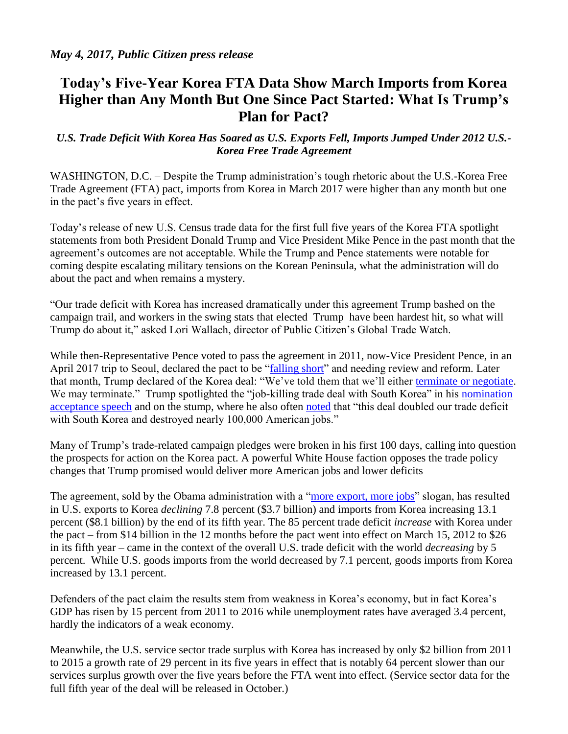*May 4, 2017, Public Citizen press release*

# Today's Five-Year Korea FTA Data Show March Imports from Korea Higher than Any Month But One Since Pact Started: What Is Trump's Plan for Pact?

### *U.S. Trade Deficit With Korea Has Soared as U.S. Exports Fell, Imports Jumped Under 2012 U.S.-Korea Free Trade Agreement*

WASHINGTON, D.C. – Despite the Trump administration's tough rhetoric about the U.S.-Korea Free Trade Agreement (FTA) pact, imports from Korea in March 2017 were higher than any month but one in the pact's five years in effect.

Today's release of new U.S. Census trade data for the first full five years of the Korea FTA spotlight statements from both President Donald Trump and Vice President Mike Pence in the past month that the agreement's outcomes are not acceptable. While the Trump and Pence statements were notable for coming despite escalating military tensions on the Korean Peninsula, what the administration will do about the pact and when remains a mystery.

"Our trade deficit with Korea has increased dramatically under this agreement Trump bashed on the campaign trail, and workers in the swing stats that elected Trump have been hardest hit, so what will Trump do about it," asked Lori Wallach, director of Public Citizen's Global Trade Watch.

While then-Representative Pence voted to pass the agreement in 2011, now-Vice President Pence, in an April 2017 trip to Seoul, declared the pact to be "falling short" and needing review and reform. Later that month, Trump declared of the Korea deal: "We've told them that we'll either terminate or negotiate. We may terminate." Trump spotlighted the "job-killing trade deal with South Korea" in his nomination acceptance speech and on the stump, where he also often noted that "this deal doubled our trade deficit with South Korea and destroyed nearly 100,000 American jobs."

Many of Trump's trade-related campaign pledges were broken in his first 100 days, calling into question the prospects for action on the Korea pact. A powerful White House faction opposes the trade policy changes that Trump promised would deliver more American jobs and lower deficits

The agreement, sold by the Obama administration with a "more export, more jobs" slogan, has resulted in U.S. exports to Korea *declining* 7.8 percent ($3.7 billion) and imports from Korea increasing 13.1 percent ($8.1 billion) by the end of its fifth year. The 85 percent trade deficit *increase* with Korea under the pact – from $14 billion in the 12 months before the pact went into effect on March 15, 2012 to $26 in its fifth year – came in the context of the overall U.S. trade deficit with the world *decreasing* by 5 percent. While U.S. goods imports from the world decreased by 7.1 percent, goods imports from Korea increased by 13.1 percent.

Defenders of the pact claim the results stem from weakness in Korea's economy, but in fact Korea's GDP has risen by 15 percent from 2011 to 2016 while unemployment rates have averaged 3.4 percent, hardly the indicators of a weak economy.

Meanwhile, the U.S. service sector trade surplus with Korea has increased by only $2 billion from 2011 to 2015 a growth rate of 29 percent in its five years in effect that is notably 64 percent slower than our services surplus growth over the five years before the FTA went into effect. (Service sector data for the full fifth year of the deal will be released in October.)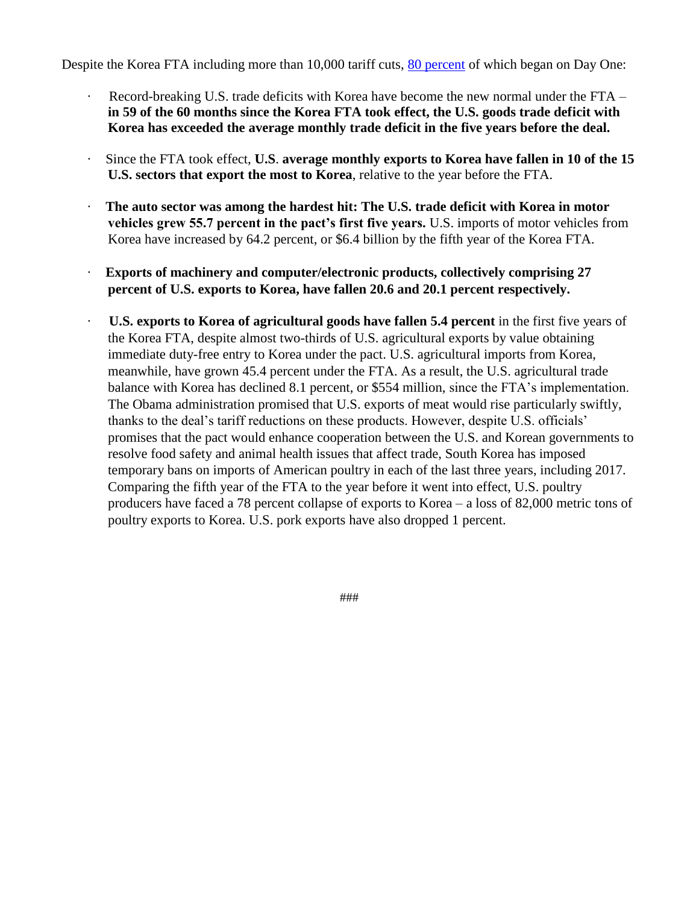Despite the Korea FTA including more than 10,000 tariff cuts, [80 percent] of which began on Day One:

- Record-breaking U.S. trade deficits with Korea have become the new normal under the FTA – **in 59 of the 60 months since the Korea FTA took effect, the U.S. goods trade deficit with Korea has exceeded the average monthly trade deficit in the five years before the deal.**

- Since the FTA took effect, **U.S. average monthly exports to Korea have fallen in 10 of the 15 U.S. sectors that export the most to Korea**, relative to the year before the FTA.

- **The auto sector was among the hardest hit: The U.S. trade deficit with Korea in motor vehicles grew 55.7 percent in the pact's first five years.** U.S. imports of motor vehicles from Korea have increased by 64.2 percent, or $6.4 billion by the fifth year of the Korea FTA.

- **Exports of machinery and computer/electronic products, collectively comprising 27 percent of U.S. exports to Korea, have fallen 20.6 and 20.1 percent respectively.**

- **U.S. exports to Korea of agricultural goods have fallen 5.4 percent** in the first five years of the Korea FTA, despite almost two-thirds of U.S. agricultural exports by value obtaining immediate duty-free entry to Korea under the pact. U.S. agricultural imports from Korea, meanwhile, have grown 45.4 percent under the FTA. As a result, the U.S. agricultural trade balance with Korea has declined 8.1 percent, or $554 million, since the FTA's implementation. The Obama administration promised that U.S. exports of meat would rise particularly swiftly, thanks to the deal's tariff reductions on these products. However, despite U.S. officials' promises that the pact would enhance cooperation between the U.S. and Korean governments to resolve food safety and animal health issues that affect trade, South Korea has imposed temporary bans on imports of American poultry in each of the last three years, including 2017. Comparing the fifth year of the FTA to the year before it went into effect, U.S. poultry producers have faced a 78 percent collapse of exports to Korea – a loss of 82,000 metric tons of poultry exports to Korea. U.S. pork exports have also dropped 1 percent.

###